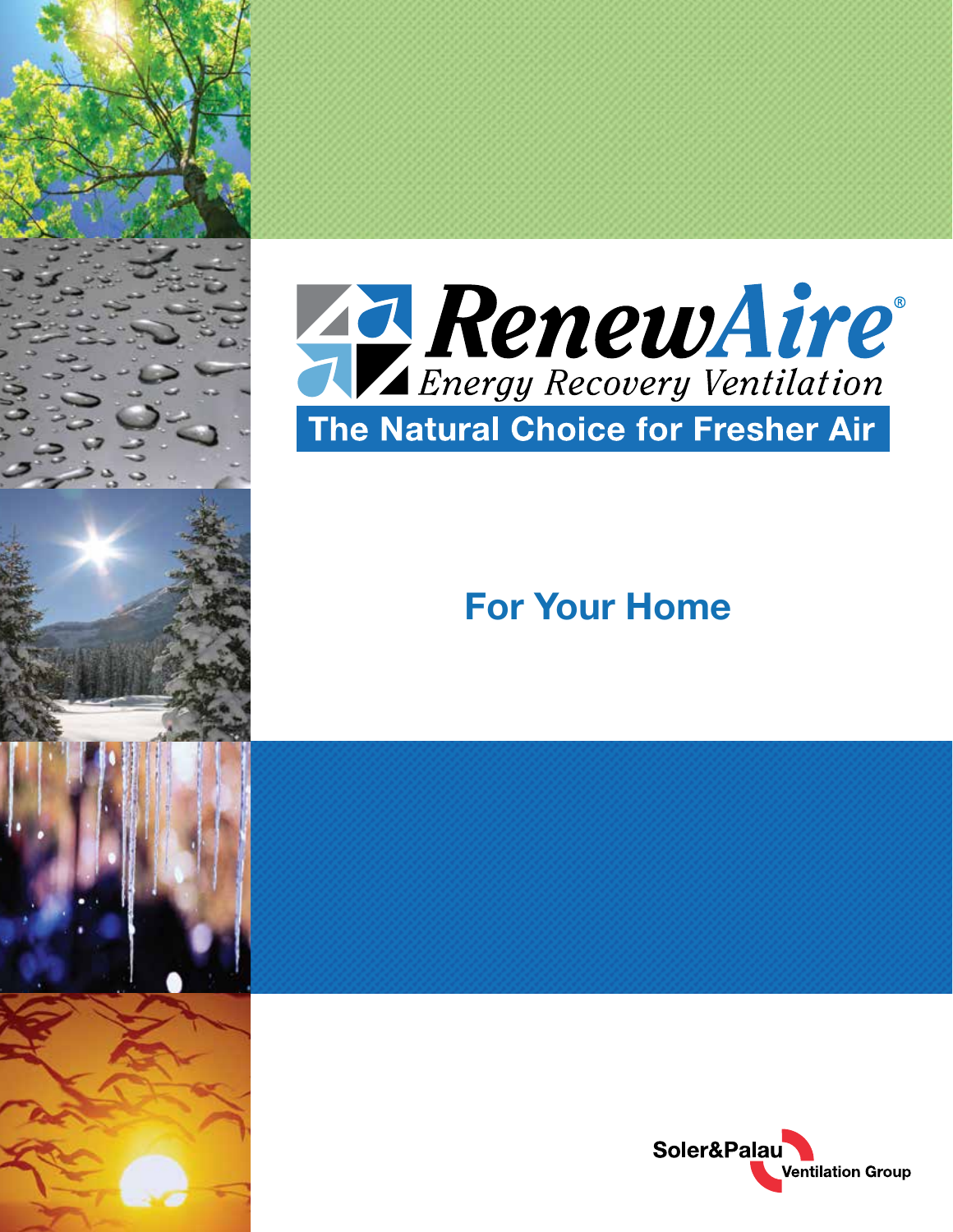# RenewAire®

*Energy Recovery Ventilation*

**The Natural Choice for Fresher Air**

## For Your Home

Soler&Palau Ventilation Group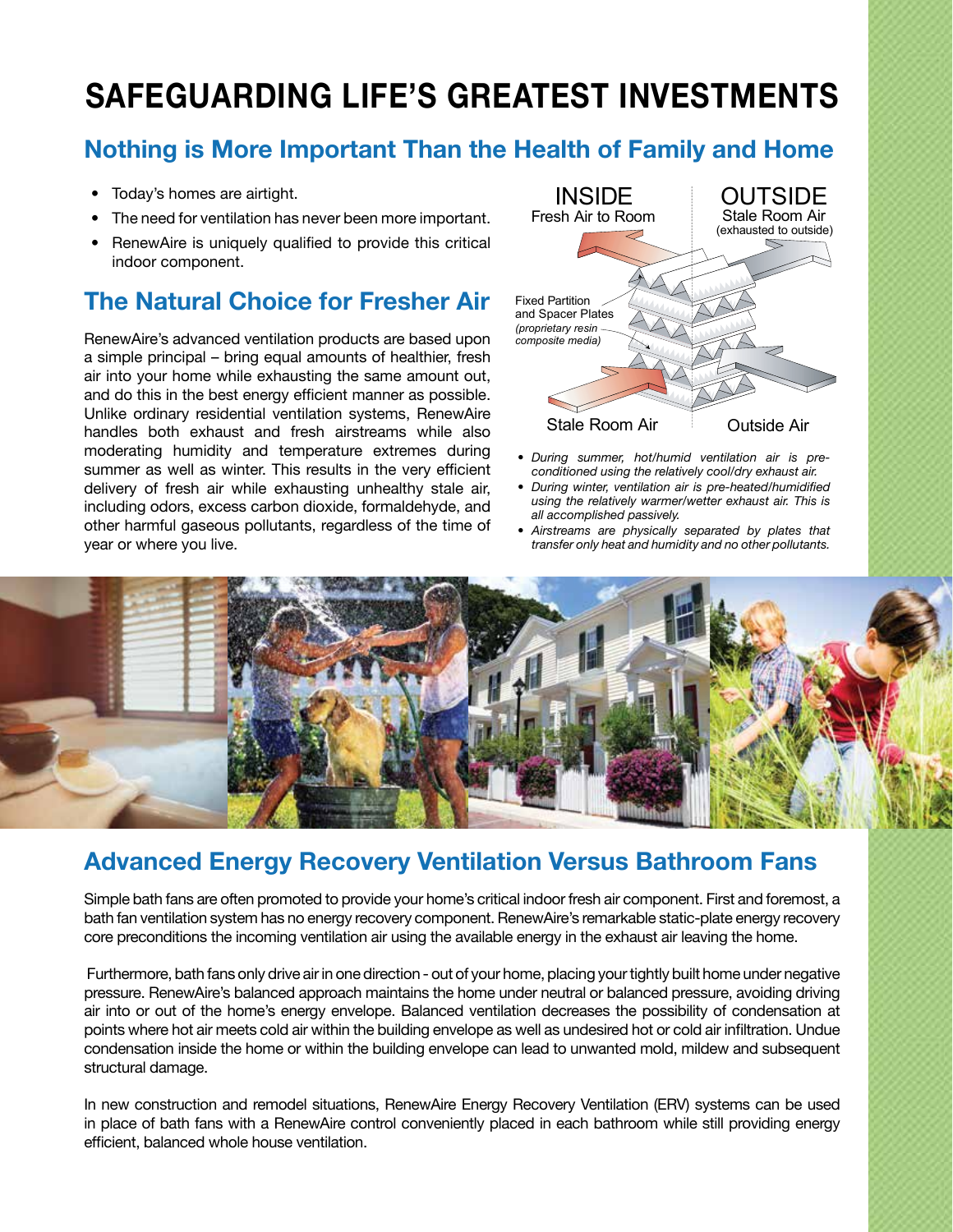# SAFEGUARDING LIFE'S GREATEST INVESTMENTS

## Nothing is More Important Than the Health of Family and Home

- Today's homes are airtight.
- The need for ventilation has never been more important.
- RenewAire is uniquely qualified to provide this critical indoor component.

## The Natural Choice for Fresher Air

RenewAire's advanced ventilation products are based upon a simple principal – bring equal amounts of healthier, fresh air into your home while exhausting the same amount out, and do this in the best energy efficient manner as possible. Unlike ordinary residential ventilation systems, RenewAire handles both exhaust and fresh airstreams while also moderating humidity and temperature extremes during summer as well as winter. This results in the very efficient delivery of fresh air while exhausting unhealthy stale air, including odors, excess carbon dioxide, formaldehyde, and other harmful gaseous pollutants, regardless of the time of year or where you live.

INSIDE
Fresh Air to Room

OUTSIDE
Stale Room Air
(exhausted to outside)

Fixed Partition and Spacer Plates
*(proprietary resin composite media)*

Stale Room Air

Outside Air

- *During summer, hot/humid ventilation air is pre-conditioned using the relatively cool/dry exhaust air.*
- *During winter, ventilation air is pre-heated/humidified using the relatively warmer/wetter exhaust air. This is all accomplished passively.*
- *Airstreams are physically separated by plates that transfer only heat and humidity and no other pollutants.*

## Advanced Energy Recovery Ventilation Versus Bathroom Fans

Simple bath fans are often promoted to provide your home's critical indoor fresh air component. First and foremost, a bath fan ventilation system has no energy recovery component. RenewAire's remarkable static-plate energy recovery core preconditions the incoming ventilation air using the available energy in the exhaust air leaving the home.

Furthermore, bath fans only drive air in one direction - out of your home, placing your tightly built home under negative pressure. RenewAire's balanced approach maintains the home under neutral or balanced pressure, avoiding driving air into or out of the home's energy envelope. Balanced ventilation decreases the possibility of condensation at points where hot air meets cold air within the building envelope as well as undesired hot or cold air infiltration. Undue condensation inside the home or within the building envelope can lead to unwanted mold, mildew and subsequent structural damage.

In new construction and remodel situations, RenewAire Energy Recovery Ventilation (ERV) systems can be used in place of bath fans with a RenewAire control conveniently placed in each bathroom while still providing energy efficient, balanced whole house ventilation.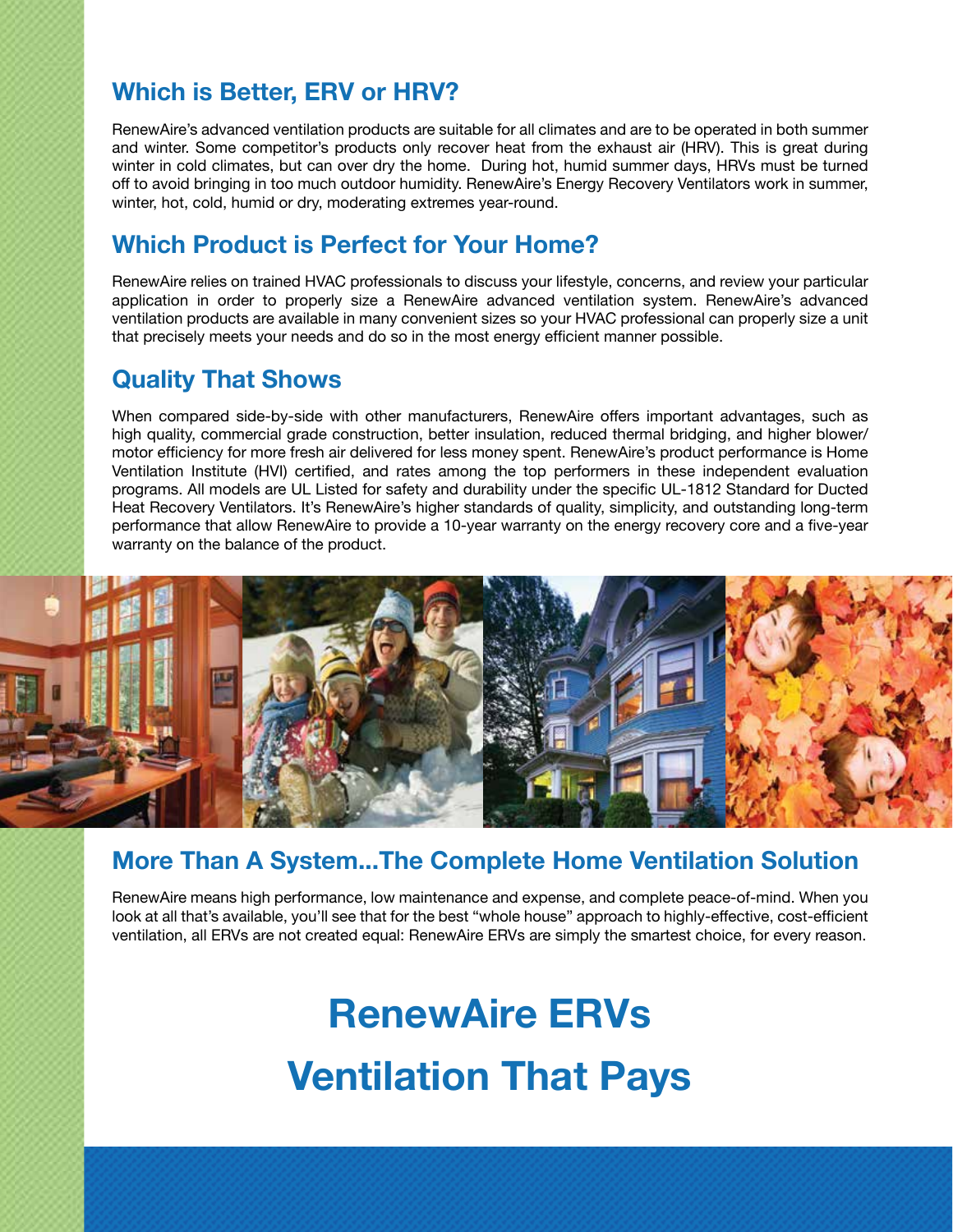## Which is Better, ERV or HRV?

RenewAire's advanced ventilation products are suitable for all climates and are to be operated in both summer and winter. Some competitor's products only recover heat from the exhaust air (HRV). This is great during winter in cold climates, but can over dry the home. During hot, humid summer days, HRVs must be turned off to avoid bringing in too much outdoor humidity. RenewAire's Energy Recovery Ventilators work in summer, winter, hot, cold, humid or dry, moderating extremes year-round.

## Which Product is Perfect for Your Home?

RenewAire relies on trained HVAC professionals to discuss your lifestyle, concerns, and review your particular application in order to properly size a RenewAire advanced ventilation system. RenewAire's advanced ventilation products are available in many convenient sizes so your HVAC professional can properly size a unit that precisely meets your needs and do so in the most energy efficient manner possible.

## Quality That Shows

When compared side-by-side with other manufacturers, RenewAire offers important advantages, such as high quality, commercial grade construction, better insulation, reduced thermal bridging, and higher blower/motor efficiency for more fresh air delivered for less money spent. RenewAire's product performance is Home Ventilation Institute (HVI) certified, and rates among the top performers in these independent evaluation programs. All models are UL Listed for safety and durability under the specific UL-1812 Standard for Ducted Heat Recovery Ventilators. It's RenewAire's higher standards of quality, simplicity, and outstanding long-term performance that allow RenewAire to provide a 10-year warranty on the energy recovery core and a five-year warranty on the balance of the product.

## More Than A System...The Complete Home Ventilation Solution

RenewAire means high performance, low maintenance and expense, and complete peace-of-mind. When you look at all that's available, you'll see that for the best "whole house" approach to highly-effective, cost-efficient ventilation, all ERVs are not created equal: RenewAire ERVs are simply the smartest choice, for every reason.

# RenewAire ERVs
# Ventilation That Pays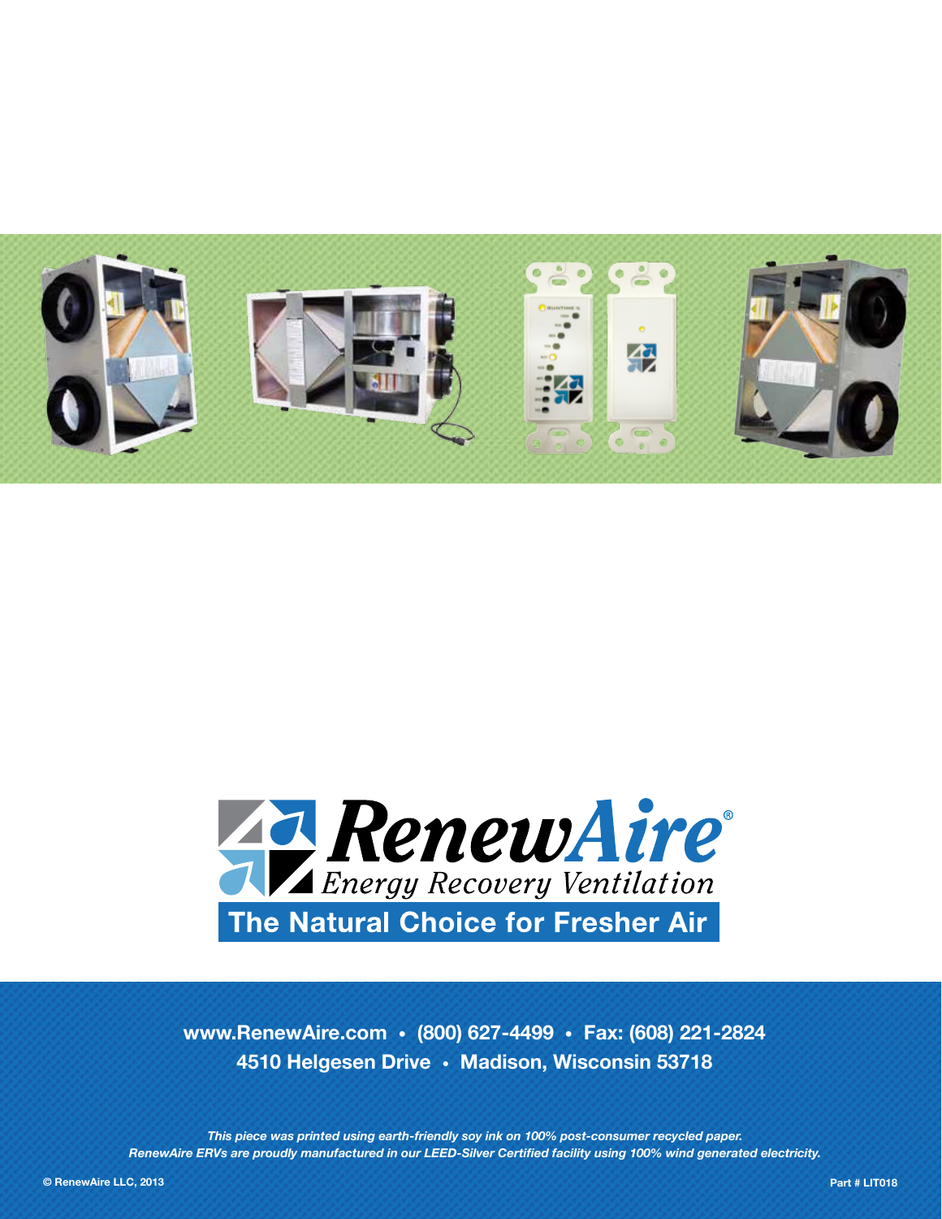**RenewAire**

*Energy Recovery Ventilation*

**The Natural Choice for Fresher Air**

**www.RenewAire.com • (800) 627-4499 • Fax: (608) 221-2824**
**4510 Helgesen Drive • Madison, Wisconsin 53718**

***This piece was printed using earth-friendly soy ink on 100% post-consumer recycled paper.***
***RenewAire ERVs are proudly manufactured in our LEED-Silver Certified facility using 100% wind generated electricity.***

**© RenewAire LLC, 2013**

**Part # LIT018**